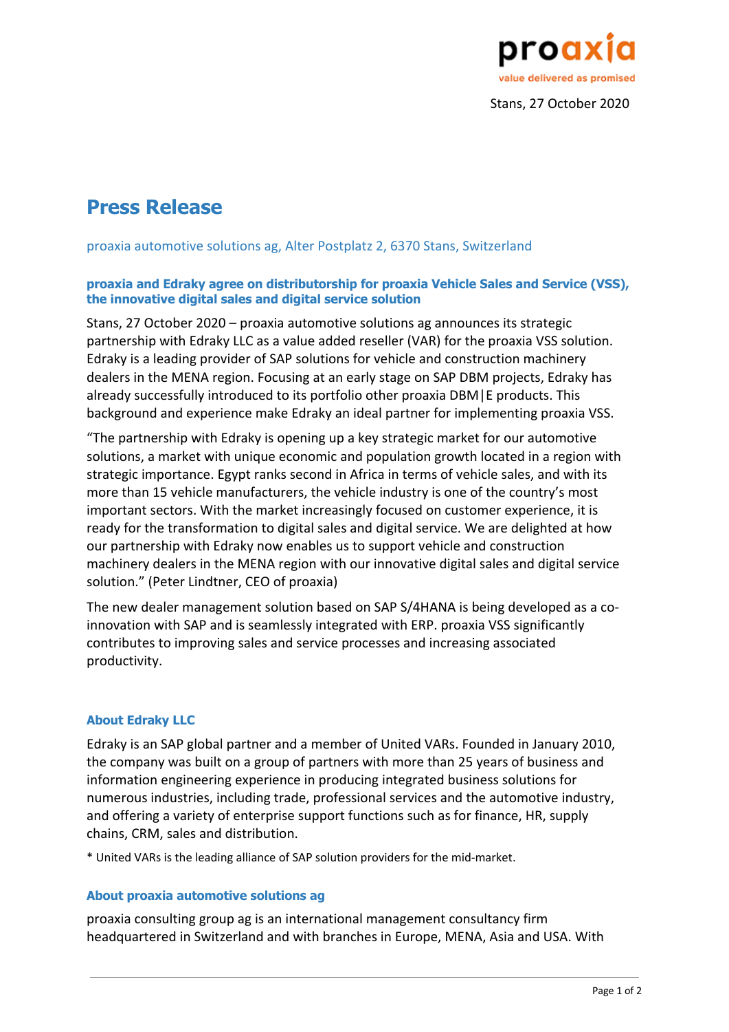proaxia

value delivered as promised

Stans, 27 October 2020

# Press Release

proaxia automotive solutions ag, Alter Postplatz 2, 6370 Stans, Switzerland

### proaxia and Edraky agree on distributorship for proaxia Vehicle Sales and Service (VSS), the innovative digital sales and digital service solution

Stans, 27 October 2020 – proaxia automotive solutions ag announces its strategic partnership with Edraky LLC as a value added reseller (VAR) for the proaxia VSS solution. Edraky is a leading provider of SAP solutions for vehicle and construction machinery dealers in the MENA region. Focusing at an early stage on SAP DBM projects, Edraky has already successfully introduced to its portfolio other proaxia DBM|E products. This background and experience make Edraky an ideal partner for implementing proaxia VSS.

"The partnership with Edraky is opening up a key strategic market for our automotive solutions, a market with unique economic and population growth located in a region with strategic importance. Egypt ranks second in Africa in terms of vehicle sales, and with its more than 15 vehicle manufacturers, the vehicle industry is one of the country's most important sectors. With the market increasingly focused on customer experience, it is ready for the transformation to digital sales and digital service. We are delighted at how our partnership with Edraky now enables us to support vehicle and construction machinery dealers in the MENA region with our innovative digital sales and digital service solution." (Peter Lindtner, CEO of proaxia)

The new dealer management solution based on SAP S/4HANA is being developed as a co-innovation with SAP and is seamlessly integrated with ERP. proaxia VSS significantly contributes to improving sales and service processes and increasing associated productivity.

### About Edraky LLC

Edraky is an SAP global partner and a member of United VARs. Founded in January 2010, the company was built on a group of partners with more than 25 years of business and information engineering experience in producing integrated business solutions for numerous industries, including trade, professional services and the automotive industry, and offering a variety of enterprise support functions such as for finance, HR, supply chains, CRM, sales and distribution.

* United VARs is the leading alliance of SAP solution providers for the mid-market.

### About proaxia automotive solutions ag

proaxia consulting group ag is an international management consultancy firm headquartered in Switzerland and with branches in Europe, MENA, Asia and USA. With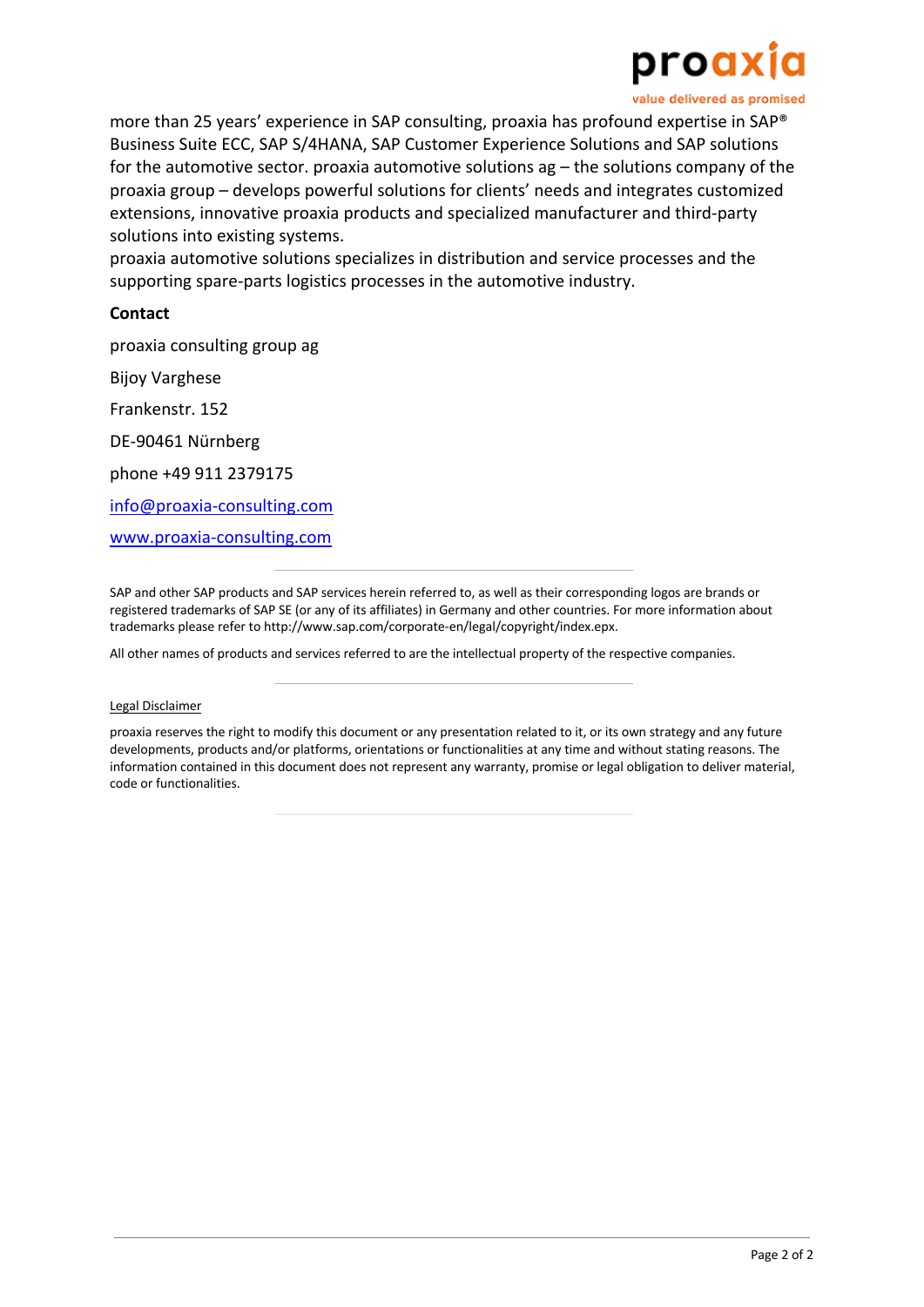more than 25 years' experience in SAP consulting, proaxia has profound expertise in SAP® Business Suite ECC, SAP S/4HANA, SAP Customer Experience Solutions and SAP solutions for the automotive sector. proaxia automotive solutions ag – the solutions company of the proaxia group – develops powerful solutions for clients' needs and integrates customized extensions, innovative proaxia products and specialized manufacturer and third-party solutions into existing systems.
proaxia automotive solutions specializes in distribution and service processes and the supporting spare-parts logistics processes in the automotive industry.

**Contact**

proaxia consulting group ag

Bijoy Varghese

Frankenstr. 152

DE-90461 Nürnberg

phone +49 911 2379175

info@proaxia-consulting.com

www.proaxia-consulting.com

---

SAP and other SAP products and SAP services herein referred to, as well as their corresponding logos are brands or registered trademarks of SAP SE (or any of its affiliates) in Germany and other countries. For more information about trademarks please refer to http://www.sap.com/corporate-en/legal/copyright/index.epx.

All other names of products and services referred to are the intellectual property of the respective companies.

---

Legal Disclaimer

proaxia reserves the right to modify this document or any presentation related to it, or its own strategy and any future developments, products and/or platforms, orientations or functionalities at any time and without stating reasons. The information contained in this document does not represent any warranty, promise or legal obligation to deliver material, code or functionalities.